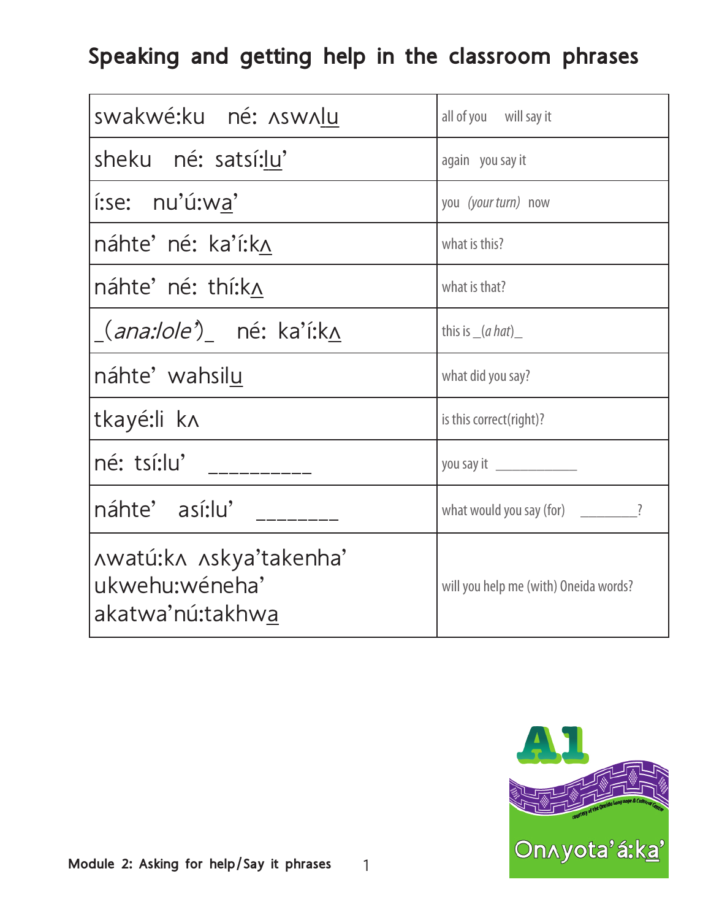# Speaking and getting help in the classroom phrases

| | |
|---|---|
| swakwé:ku né: ʌswʌlu | all of you will say it |
| sheku né: satsí:lu’ | again you say it |
| í:se: nu’ú:wa’ | you *(your turn)* now |
| náhte’ né: ka’í:kʌ | what is this? |
| náhte’ né: thí:kʌ | what is that? |
| _(*ana:lole’*)_ né: ka’í:kʌ | this is _(*a hat*)_ |
| náhte’ wahsilu | what did you say? |
| tkayé:li kʌ | is this correct(right)? |
| né: tsí:lu’ __________ | you say it ___________ |
| náhte’ así:lu’ ________ | what would you say (for) ________? |
| ʌwatú:kʌ ʌskya’takenha’ ukwehu:wéneha’ akatwa’nú:takhwa | will you help me (with) Oneida words? |

Module 2: Asking for help/Say it phrases

A1 courtesy of the Oneida Language & Cultural Centre Onʌyota’á:ka’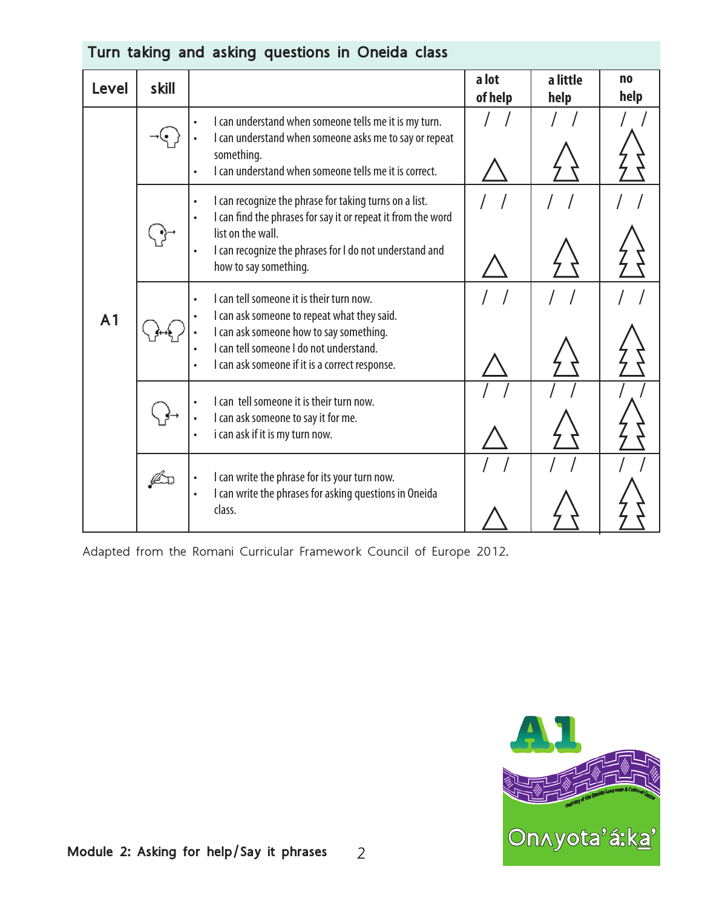## Turn taking and asking questions in Oneida class

| Level | skill | | a lot of help | a little help | no help |
|---|---|---|---|---|---|
| A1 | | • I can understand when someone tells me it is my turn.<br>• I can understand when someone asks me to say or repeat something.<br>• I can understand when someone tells me it is correct. | / / | / / | / / |
| | | • I can recognize the phrase for taking turns on a list.<br>• I can find the phrases for say it or repeat it from the word list on the wall.<br>• I can recognize the phrases for I do not understand and how to say something. | / / | / / | / / |
| | | • I can tell someone it is their turn now.<br>• I can ask someone to repeat what they said.<br>• I can ask someone how to say something.<br>• I can tell someone I do not understand.<br>• I can ask someone if it is a correct response. | / / | / / | / / |
| | | • I can tell someone it is their turn now.<br>• I can ask someone to say it for me.<br>• i can ask if it is my turn now. | / / | / / | / / |
| | | • I can write the phrase for its your turn now.<br>• I can write the phrases for asking questions in Oneida class. | / / | / / | / / |

Adapted from the Romani Curricular Framework Council of Europe 2012.

A1

courtesy of the Oneida Language & Cultural Centre

Onʌyota'á:ka'

Module 2: Asking for help/Say it phrases